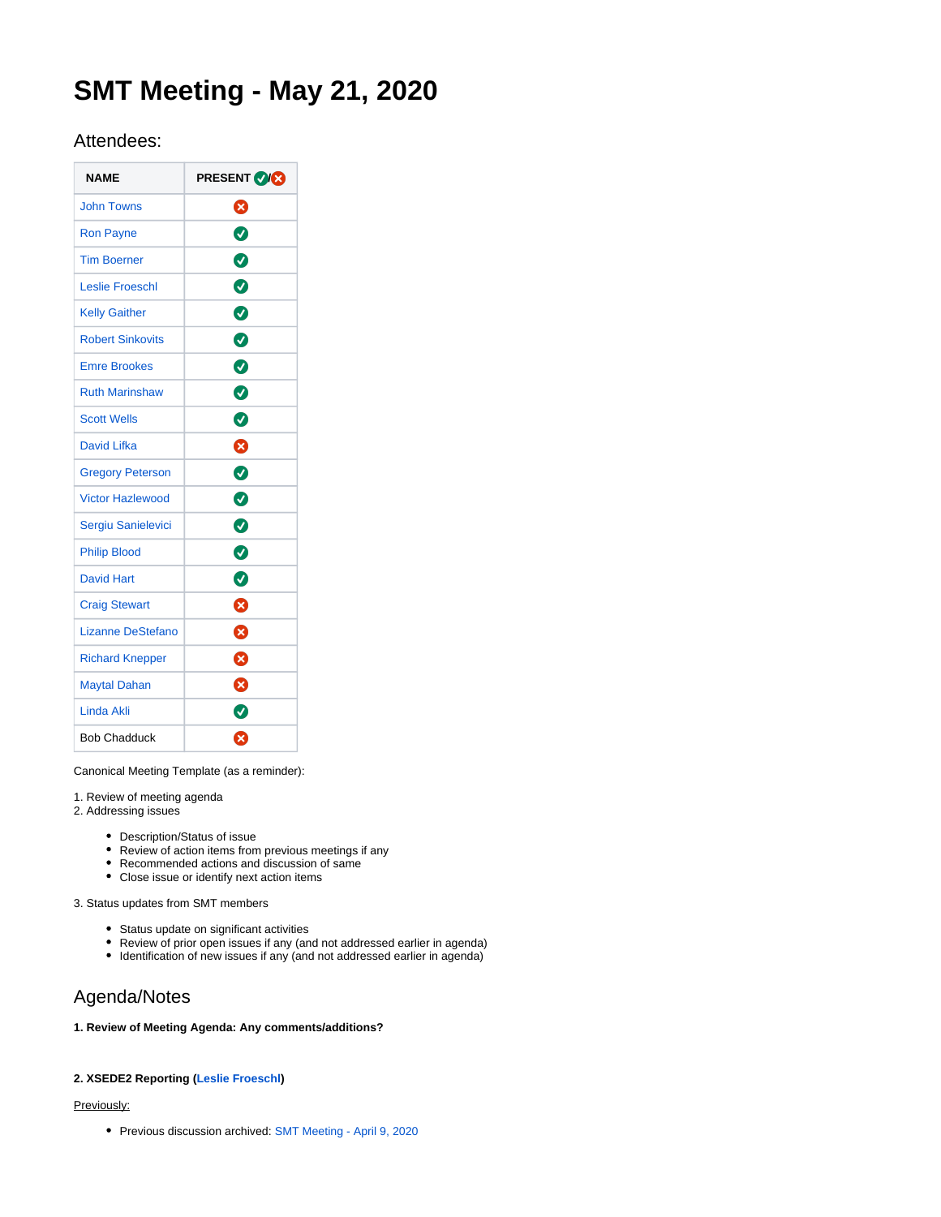# SMT Meeting - May 21, 2020

## Attendees:

| NAME | PRESENT ✅/❌ |
|---|---|
| John Towns | ❌ |
| Ron Payne | ✅ |
| Tim Boerner | ✅ |
| Leslie Froeschl | ✅ |
| Kelly Gaither | ✅ |
| Robert Sinkovits | ✅ |
| Emre Brookes | ✅ |
| Ruth Marinshaw | ✅ |
| Scott Wells | ✅ |
| David Lifka | ❌ |
| Gregory Peterson | ✅ |
| Victor Hazlewood | ✅ |
| Sergiu Sanielevici | ✅ |
| Philip Blood | ✅ |
| David Hart | ✅ |
| Craig Stewart | ❌ |
| Lizanne DeStefano | ❌ |
| Richard Knepper | ❌ |
| Maytal Dahan | ❌ |
| Linda Akli | ✅ |
| Bob Chadduck | ❌ |

Canonical Meeting Template (as a reminder):

1. Review of meeting agenda
2. Addressing issues
   - Description/Status of issue
   - Review of action items from previous meetings if any
   - Recommended actions and discussion of same
   - Close issue or identify next action items
3. Status updates from SMT members
   - Status update on significant activities
   - Review of prior open issues if any (and not addressed earlier in agenda)
   - Identification of new issues if any (and not addressed earlier in agenda)

## Agenda/Notes

**1. Review of Meeting Agenda: Any comments/additions?**

**2. XSEDE2 Reporting (Leslie Froeschl)**

Previously:

- Previous discussion archived: SMT Meeting - April 9, 2020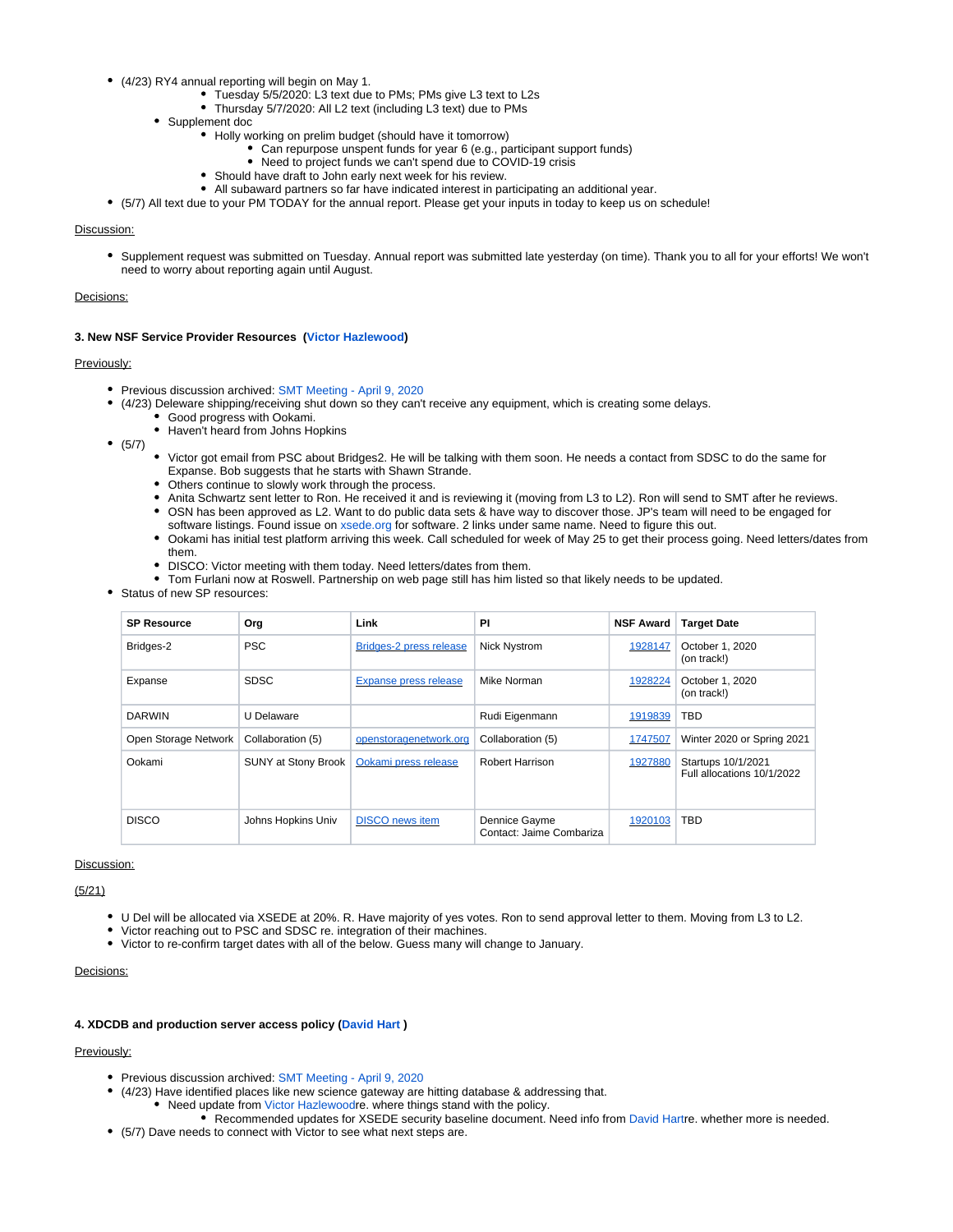- (4/23) RY4 annual reporting will begin on May 1.
    - Tuesday 5/5/2020: L3 text due to PMs; PMs give L3 text to L2s
    - Thursday 5/7/2020: All L2 text (including L3 text) due to PMs
  - Supplement doc
    - Holly working on prelim budget (should have it tomorrow)
      - Can repurpose unspent funds for year 6 (e.g., participant support funds)
      - Need to project funds we can't spend due to COVID-19 crisis
    - Should have draft to John early next week for his review.
    - All subaward partners so far have indicated interest in participating an additional year.
- (5/7) All text due to your PM TODAY for the annual report. Please get your inputs in today to keep us on schedule!

Discussion:

- Supplement request was submitted on Tuesday. Annual report was submitted late yesterday (on time). Thank you to all for your efforts! We won't need to worry about reporting again until August.

Decisions:

**3. New NSF Service Provider Resources (Victor Hazlewood)**

Previously:

- Previous discussion archived: SMT Meeting - April 9, 2020
- (4/23) Deleware shipping/receiving shut down so they can't receive any equipment, which is creating some delays.
  - Good progress with Ookami.
  - Haven't heard from Johns Hopkins
- (5/7)
  - Victor got email from PSC about Bridges2. He will be talking with them soon. He needs a contact from SDSC to do the same for Expanse. Bob suggests that he starts with Shawn Strande.
  - Others continue to slowly work through the process.
  - Anita Schwartz sent letter to Ron. He received it and is reviewing it (moving from L3 to L2). Ron will send to SMT after he reviews.
  - OSN has been approved as L2. Want to do public data sets & have way to discover those. JP's team will need to be engaged for software listings. Found issue on xsede.org for software. 2 links under same name. Need to figure this out.
  - Ookami has initial test platform arriving this week. Call scheduled for week of May 25 to get their process going. Need letters/dates from them.
  - DISCO: Victor meeting with them today. Need letters/dates from them.
  - Tom Furlani now at Roswell. Partnership on web page still has him listed so that likely needs to be updated.
- Status of new SP resources:

| SP Resource | Org | Link | PI | NSF Award | Target Date |
|---|---|---|---|---|---|
| Bridges-2 | PSC | Bridges-2 press release | Nick Nystrom | 1928147 | October 1, 2020 (on track!) |
| Expanse | SDSC | Expanse press release | Mike Norman | 1928224 | October 1, 2020 (on track!) |
| DARWIN | U Delaware | | Rudi Eigenmann | 1919839 | TBD |
| Open Storage Network | Collaboration (5) | openstoragenetwork.org | Collaboration (5) | 1747507 | Winter 2020 or Spring 2021 |
| Ookami | SUNY at Stony Brook | Ookami press release | Robert Harrison | 1927880 | Startups 10/1/2021<br>Full allocations 10/1/2022 |
| DISCO | Johns Hopkins Univ | DISCO news item | Dennice Gayme<br>Contact: Jaime Combariza | 1920103 | TBD |

Discussion:

(5/21)

- U Del will be allocated via XSEDE at 20%. R. Have majority of yes votes. Ron to send approval letter to them. Moving from L3 to L2.
- Victor reaching out to PSC and SDSC re. integration of their machines.
- Victor to re-confirm target dates with all of the below. Guess many will change to January.

Decisions:

**4. XDCDB and production server access policy (David Hart )**

Previously:

- Previous discussion archived: SMT Meeting - April 9, 2020
- (4/23) Have identified places like new science gateway are hitting database & addressing that.
  - Need update from Victor Hazlewoodre. where things stand with the policy.
    - Recommended updates for XSEDE security baseline document. Need info from David Hartre. whether more is needed.
- (5/7) Dave needs to connect with Victor to see what next steps are.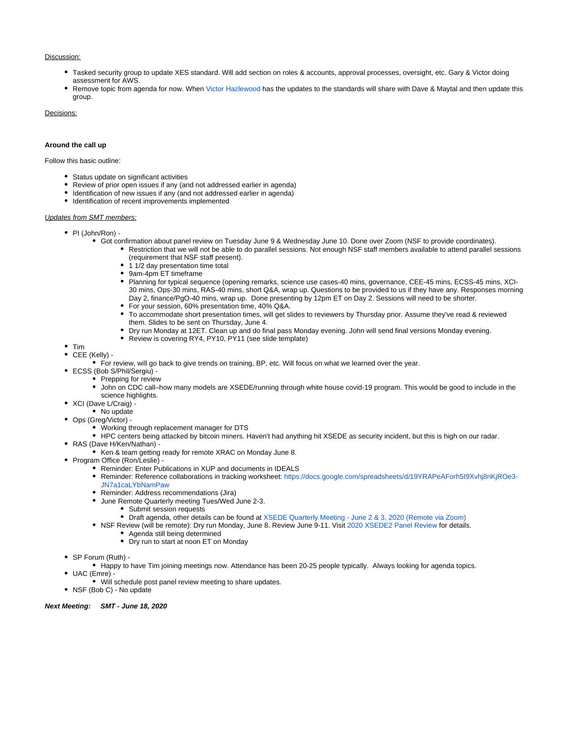Discussion:

- Tasked security group to update XES standard. Will add section on roles & accounts, approval processes, oversight, etc. Gary & Victor doing assessment for AWS.
- Remove topic from agenda for now. When Victor Hazlewood has the updates to the standards will share with Dave & Maytal and then update this group.

Decisions:

**Around the call up**

Follow this basic outline:

- Status update on significant activities
- Review of prior open issues if any (and not addressed earlier in agenda)
- Identification of new issues if any (and not addressed earlier in agenda)
- Identification of recent improvements implemented

*Updates from SMT members:*

- PI (John/Ron) -
  - Got confirmation about panel review on Tuesday June 9 & Wednesday June 10. Done over Zoom (NSF to provide coordinates).
    - Restriction that we will not be able to do parallel sessions. Not enough NSF staff members available to attend parallel sessions (requirement that NSF staff present).
    - 1 1/2 day presentation time total
    - 9am-4pm ET timeframe
    - Planning for typical sequence (opening remarks, science use cases-40 mins, governance, CEE-45 mins, ECSS-45 mins, XCI-30 mins, Ops-30 mins, RAS-40 mins, short Q&A, wrap up. Questions to be provided to us if they have any. Responses morning Day 2, finance/PgO-40 mins, wrap up. Done presenting by 12pm ET on Day 2. Sessions will need to be shorter.
    - For your session, 60% presentation time, 40% Q&A.
    - To accommodate short presentation times, will get slides to reviewers by Thursday prior. Assume they've read & reviewed them. Slides to be sent on Thursday, June 4.
    - Dry run Monday at 12ET. Clean up and do final pass Monday evening. John will send final versions Monday evening.
    - Review is covering RY4, PY10, PY11 (see slide template)
- Tim
- CEE (Kelly) -
  - For review, will go back to give trends on training, BP, etc. Will focus on what we learned over the year.
- ECSS (Bob S/Phil/Sergiu) -
  - Prepping for review
  - John on CDC call–how many models are XSEDE/running through white house covid-19 program. This would be good to include in the science highlights.
- XCI (Dave L/Craig) -
  - No update
- Ops (Greg/Victor) -
  - Working through replacement manager for DTS
  - HPC centers being attacked by bitcoin miners. Haven't had anything hit XSEDE as security incident, but this is high on our radar.
- RAS (Dave H/Ken/Nathan) -
  - Ken & team getting ready for remote XRAC on Monday June 8.
- Program Office (Ron/Leslie) -
  - Reminder: Enter Publications in XUP and documents in IDEALS
  - Reminder: Reference collaborations in tracking worksheet: https://docs.google.com/spreadsheets/d/19YRAPeAForh5I9Xvhj8nKjROe3-JN7a1caLYbNamPaw
  - Reminder: Address recommendations (Jira)
  - June Remote Quarterly meeting Tues/Wed June 2-3.
    - Submit session requests
    - Draft agenda, other details can be found at XSEDE Quarterly Meeting - June 2 & 3, 2020 (Remote via Zoom)
  - NSF Review (will be remote): Dry run Monday, June 8. Review June 9-11. Visit 2020 XSEDE2 Panel Review for details.
    - Agenda still being determined
    - Dry run to start at noon ET on Monday
- SP Forum (Ruth) -
  - Happy to have Tim joining meetings now. Attendance has been 20-25 people typically. Always looking for agenda topics.
- UAC (Emre) -
  - Will schedule post panel review meeting to share updates.
- NSF (Bob C) - No update

***Next Meeting: SMT - June 18, 2020***